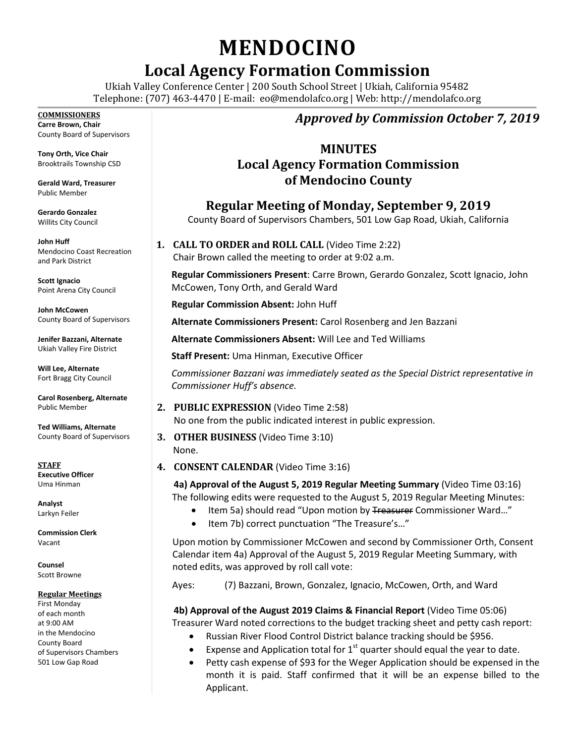# MENDOCINO

## Local Agency Formation Commission

Ukiah Valley Conference Center | 200 South School Street | Ukiah, California 95482
Telephone: (707) 463-4470 | E-mail: eo@mendolafco.org | Web: http://mendolafco.org

**COMMISSIONERS**

**Carre Brown, Chair**
County Board of Supervisors

**Tony Orth, Vice Chair**
Brooktrails Township CSD

**Gerald Ward, Treasurer**
Public Member

**Gerardo Gonzalez**
Willits City Council

**John Huff**
Mendocino Coast Recreation and Park District

**Scott Ignacio**
Point Arena City Council

**John McCowen**
County Board of Supervisors

**Jenifer Bazzani, Alternate**
Ukiah Valley Fire District

**Will Lee, Alternate**
Fort Bragg City Council

**Carol Rosenberg, Alternate**
Public Member

**Ted Williams, Alternate**
County Board of Supervisors

**STAFF**

**Executive Officer**
Uma Hinman

**Analyst**
Larkyn Feiler

**Commission Clerk**
Vacant

**Counsel**
Scott Browne

**Regular Meetings**
First Monday of each month at 9:00 AM in the Mendocino County Board of Supervisors Chambers 501 Low Gap Road

*Approved by Commission October 7, 2019*

## MINUTES
## Local Agency Formation Commission of Mendocino County

### Regular Meeting of Monday, September 9, 2019

County Board of Supervisors Chambers, 501 Low Gap Road, Ukiah, California

**1. CALL TO ORDER and ROLL CALL** (Video Time 2:22)
Chair Brown called the meeting to order at 9:02 a.m.

**Regular Commissioners Present**: Carre Brown, Gerardo Gonzalez, Scott Ignacio, John McCowen, Tony Orth, and Gerald Ward

**Regular Commission Absent:** John Huff

**Alternate Commissioners Present:** Carol Rosenberg and Jen Bazzani

**Alternate Commissioners Absent:** Will Lee and Ted Williams

**Staff Present:** Uma Hinman, Executive Officer

*Commissioner Bazzani was immediately seated as the Special District representative in Commissioner Huff's absence.*

**2. PUBLIC EXPRESSION** (Video Time 2:58)
No one from the public indicated interest in public expression.

**3. OTHER BUSINESS** (Video Time 3:10)
None.

**4. CONSENT CALENDAR** (Video Time 3:16)

**4a) Approval of the August 5, 2019 Regular Meeting Summary** (Video Time 03:16)
The following edits were requested to the August 5, 2019 Regular Meeting Minutes:

- Item 5a) should read "Upon motion by ~~Treasurer~~ Commissioner Ward…"
- Item 7b) correct punctuation "The Treasure's…"

Upon motion by Commissioner McCowen and second by Commissioner Orth, Consent Calendar item 4a) Approval of the August 5, 2019 Regular Meeting Summary, with noted edits, was approved by roll call vote:

Ayes: (7) Bazzani, Brown, Gonzalez, Ignacio, McCowen, Orth, and Ward

**4b) Approval of the August 2019 Claims & Financial Report** (Video Time 05:06)
Treasurer Ward noted corrections to the budget tracking sheet and petty cash report:

- Russian River Flood Control District balance tracking should be $956.
- Expense and Application total for 1st quarter should equal the year to date.
- Petty cash expense of $93 for the Weger Application should be expensed in the month it is paid. Staff confirmed that it will be an expense billed to the Applicant.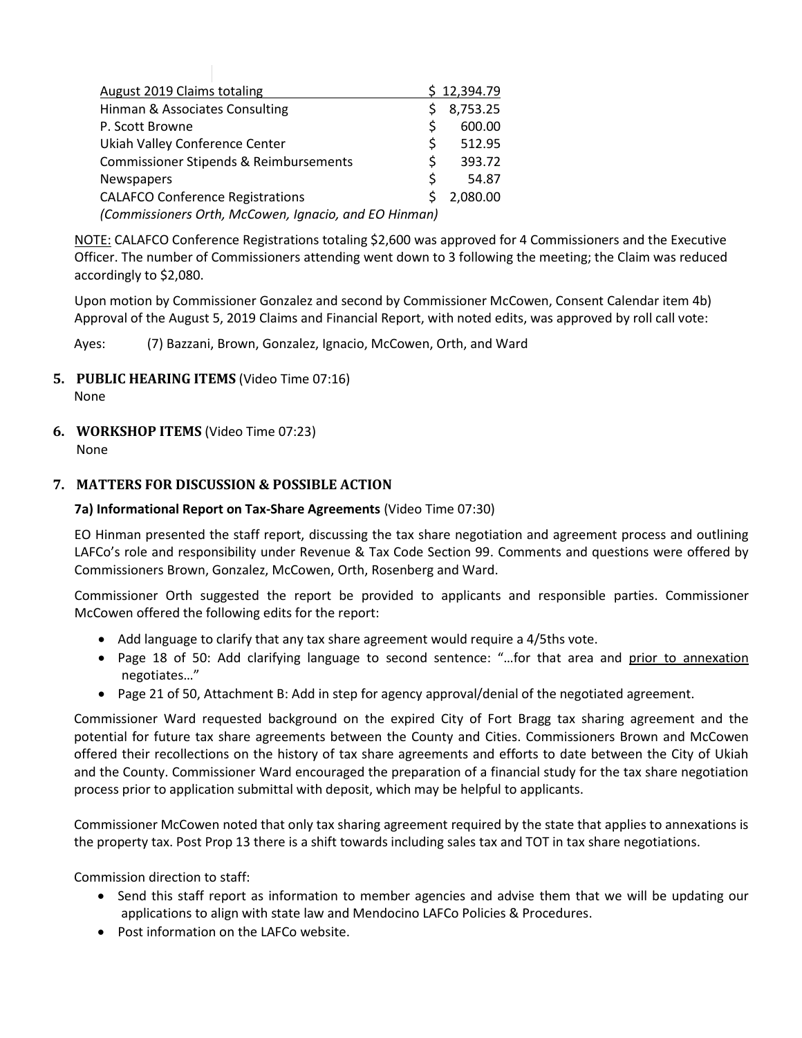| August 2019 Claims totaling | $ 12,394.79 |
|---|---|
| Hinman & Associates Consulting | $ 8,753.25 |
| P. Scott Browne | $ 600.00 |
| Ukiah Valley Conference Center | $ 512.95 |
| Commissioner Stipends & Reimbursements | $ 393.72 |
| Newspapers | $ 54.87 |
| CALAFCO Conference Registrations | $ 2,080.00 |
| *(Commissioners Orth, McCowen, Ignacio, and EO Hinman)* | |

NOTE: CALAFCO Conference Registrations totaling $2,600 was approved for 4 Commissioners and the Executive Officer. The number of Commissioners attending went down to 3 following the meeting; the Claim was reduced accordingly to $2,080.

Upon motion by Commissioner Gonzalez and second by Commissioner McCowen, Consent Calendar item 4b) Approval of the August 5, 2019 Claims and Financial Report, with noted edits, was approved by roll call vote:

Ayes: (7) Bazzani, Brown, Gonzalez, Ignacio, McCowen, Orth, and Ward

## 5. PUBLIC HEARING ITEMS (Video Time 07:16)

None

## 6. WORKSHOP ITEMS (Video Time 07:23)

None

## 7. MATTERS FOR DISCUSSION & POSSIBLE ACTION

### 7a) Informational Report on Tax-Share Agreements (Video Time 07:30)

EO Hinman presented the staff report, discussing the tax share negotiation and agreement process and outlining LAFCo's role and responsibility under Revenue & Tax Code Section 99. Comments and questions were offered by Commissioners Brown, Gonzalez, McCowen, Orth, Rosenberg and Ward.

Commissioner Orth suggested the report be provided to applicants and responsible parties. Commissioner McCowen offered the following edits for the report:

- Add language to clarify that any tax share agreement would require a 4/5ths vote.
- Page 18 of 50: Add clarifying language to second sentence: "…for that area and prior to annexation negotiates…"
- Page 21 of 50, Attachment B: Add in step for agency approval/denial of the negotiated agreement.

Commissioner Ward requested background on the expired City of Fort Bragg tax sharing agreement and the potential for future tax share agreements between the County and Cities. Commissioners Brown and McCowen offered their recollections on the history of tax share agreements and efforts to date between the City of Ukiah and the County. Commissioner Ward encouraged the preparation of a financial study for the tax share negotiation process prior to application submittal with deposit, which may be helpful to applicants.

Commissioner McCowen noted that only tax sharing agreement required by the state that applies to annexations is the property tax. Post Prop 13 there is a shift towards including sales tax and TOT in tax share negotiations.

Commission direction to staff:

- Send this staff report as information to member agencies and advise them that we will be updating our applications to align with state law and Mendocino LAFCo Policies & Procedures.
- Post information on the LAFCo website.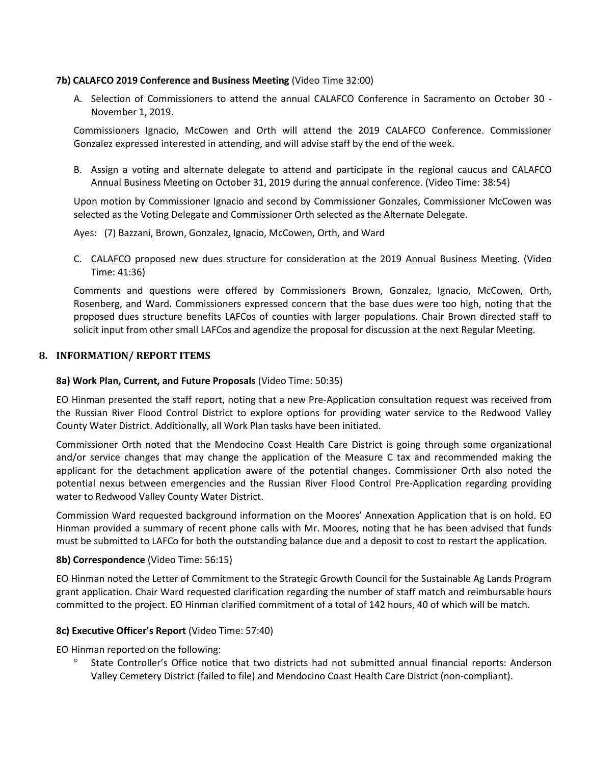**7b) CALAFCO 2019 Conference and Business Meeting** (Video Time 32:00)

A. Selection of Commissioners to attend the annual CALAFCO Conference in Sacramento on October 30 - November 1, 2019.

Commissioners Ignacio, McCowen and Orth will attend the 2019 CALAFCO Conference. Commissioner Gonzalez expressed interested in attending, and will advise staff by the end of the week.

B. Assign a voting and alternate delegate to attend and participate in the regional caucus and CALAFCO Annual Business Meeting on October 31, 2019 during the annual conference. (Video Time: 38:54)

Upon motion by Commissioner Ignacio and second by Commissioner Gonzales, Commissioner McCowen was selected as the Voting Delegate and Commissioner Orth selected as the Alternate Delegate.

Ayes: (7) Bazzani, Brown, Gonzalez, Ignacio, McCowen, Orth, and Ward

C. CALAFCO proposed new dues structure for consideration at the 2019 Annual Business Meeting. (Video Time: 41:36)

Comments and questions were offered by Commissioners Brown, Gonzalez, Ignacio, McCowen, Orth, Rosenberg, and Ward. Commissioners expressed concern that the base dues were too high, noting that the proposed dues structure benefits LAFCos of counties with larger populations. Chair Brown directed staff to solicit input from other small LAFCos and agendize the proposal for discussion at the next Regular Meeting.

## 8. INFORMATION/ REPORT ITEMS

**8a) Work Plan, Current, and Future Proposals** (Video Time: 50:35)

EO Hinman presented the staff report, noting that a new Pre-Application consultation request was received from the Russian River Flood Control District to explore options for providing water service to the Redwood Valley County Water District. Additionally, all Work Plan tasks have been initiated.

Commissioner Orth noted that the Mendocino Coast Health Care District is going through some organizational and/or service changes that may change the application of the Measure C tax and recommended making the applicant for the detachment application aware of the potential changes. Commissioner Orth also noted the potential nexus between emergencies and the Russian River Flood Control Pre-Application regarding providing water to Redwood Valley County Water District.

Commission Ward requested background information on the Moores' Annexation Application that is on hold. EO Hinman provided a summary of recent phone calls with Mr. Moores, noting that he has been advised that funds must be submitted to LAFCo for both the outstanding balance due and a deposit to cost to restart the application.

**8b) Correspondence** (Video Time: 56:15)

EO Hinman noted the Letter of Commitment to the Strategic Growth Council for the Sustainable Ag Lands Program grant application. Chair Ward requested clarification regarding the number of staff match and reimbursable hours committed to the project. EO Hinman clarified commitment of a total of 142 hours, 40 of which will be match.

**8c) Executive Officer's Report** (Video Time: 57:40)

EO Hinman reported on the following:

- State Controller's Office notice that two districts had not submitted annual financial reports: Anderson Valley Cemetery District (failed to file) and Mendocino Coast Health Care District (non-compliant).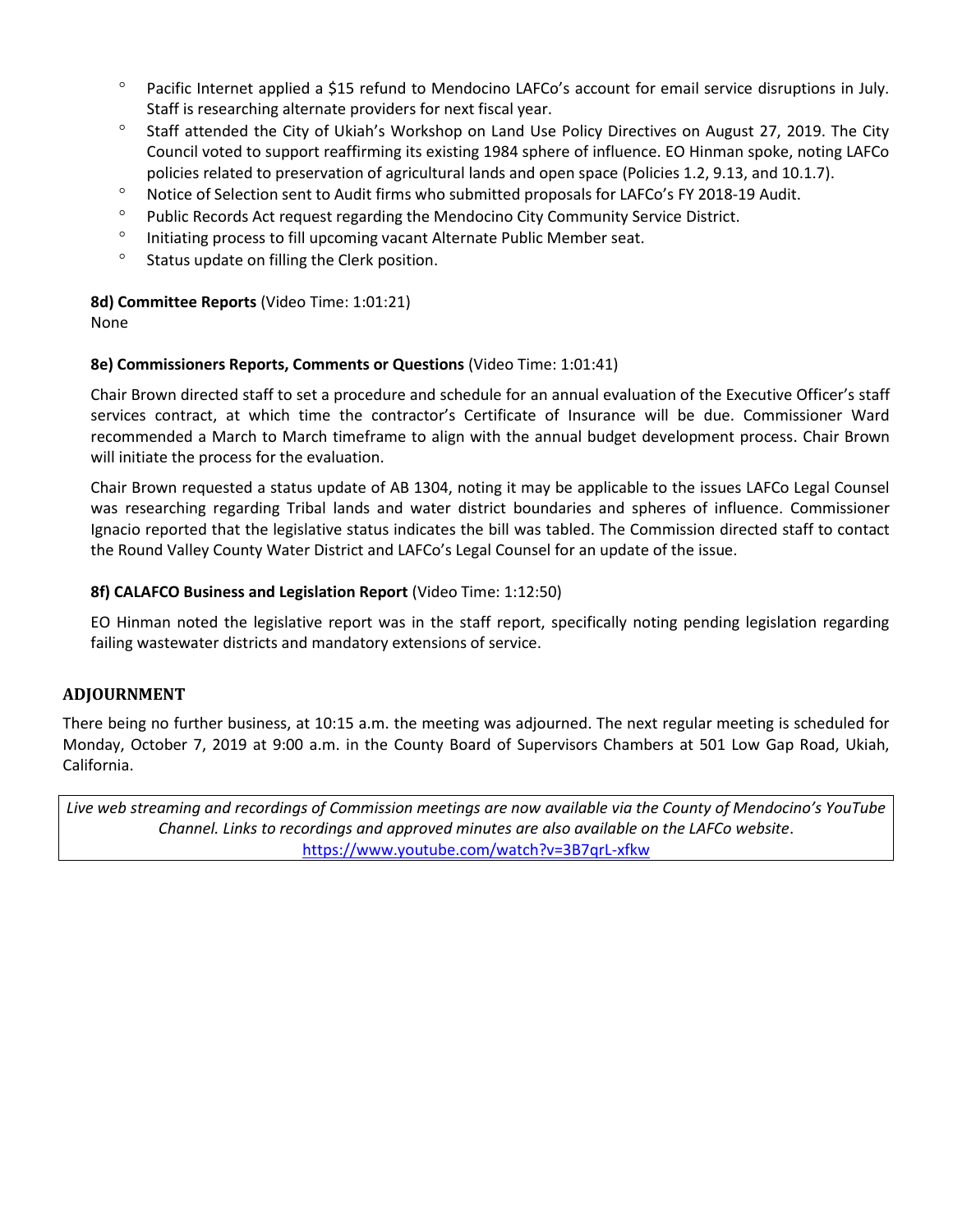- Pacific Internet applied a $15 refund to Mendocino LAFCo's account for email service disruptions in July. Staff is researching alternate providers for next fiscal year.
- Staff attended the City of Ukiah's Workshop on Land Use Policy Directives on August 27, 2019. The City Council voted to support reaffirming its existing 1984 sphere of influence. EO Hinman spoke, noting LAFCo policies related to preservation of agricultural lands and open space (Policies 1.2, 9.13, and 10.1.7).
- Notice of Selection sent to Audit firms who submitted proposals for LAFCo's FY 2018-19 Audit.
- Public Records Act request regarding the Mendocino City Community Service District.
- Initiating process to fill upcoming vacant Alternate Public Member seat.
- Status update on filling the Clerk position.

**8d) Committee Reports** (Video Time: 1:01:21)
None

**8e) Commissioners Reports, Comments or Questions** (Video Time: 1:01:41)

Chair Brown directed staff to set a procedure and schedule for an annual evaluation of the Executive Officer's staff services contract, at which time the contractor's Certificate of Insurance will be due. Commissioner Ward recommended a March to March timeframe to align with the annual budget development process. Chair Brown will initiate the process for the evaluation.

Chair Brown requested a status update of AB 1304, noting it may be applicable to the issues LAFCo Legal Counsel was researching regarding Tribal lands and water district boundaries and spheres of influence. Commissioner Ignacio reported that the legislative status indicates the bill was tabled. The Commission directed staff to contact the Round Valley County Water District and LAFCo's Legal Counsel for an update of the issue.

**8f) CALAFCO Business and Legislation Report** (Video Time: 1:12:50)

EO Hinman noted the legislative report was in the staff report, specifically noting pending legislation regarding failing wastewater districts and mandatory extensions of service.

## ADJOURNMENT

There being no further business, at 10:15 a.m. the meeting was adjourned. The next regular meeting is scheduled for Monday, October 7, 2019 at 9:00 a.m. in the County Board of Supervisors Chambers at 501 Low Gap Road, Ukiah, California.

*Live web streaming and recordings of Commission meetings are now available via the County of Mendocino's YouTube Channel. Links to recordings and approved minutes are also available on the LAFCo website.*
https://www.youtube.com/watch?v=3B7qrL-xfkw